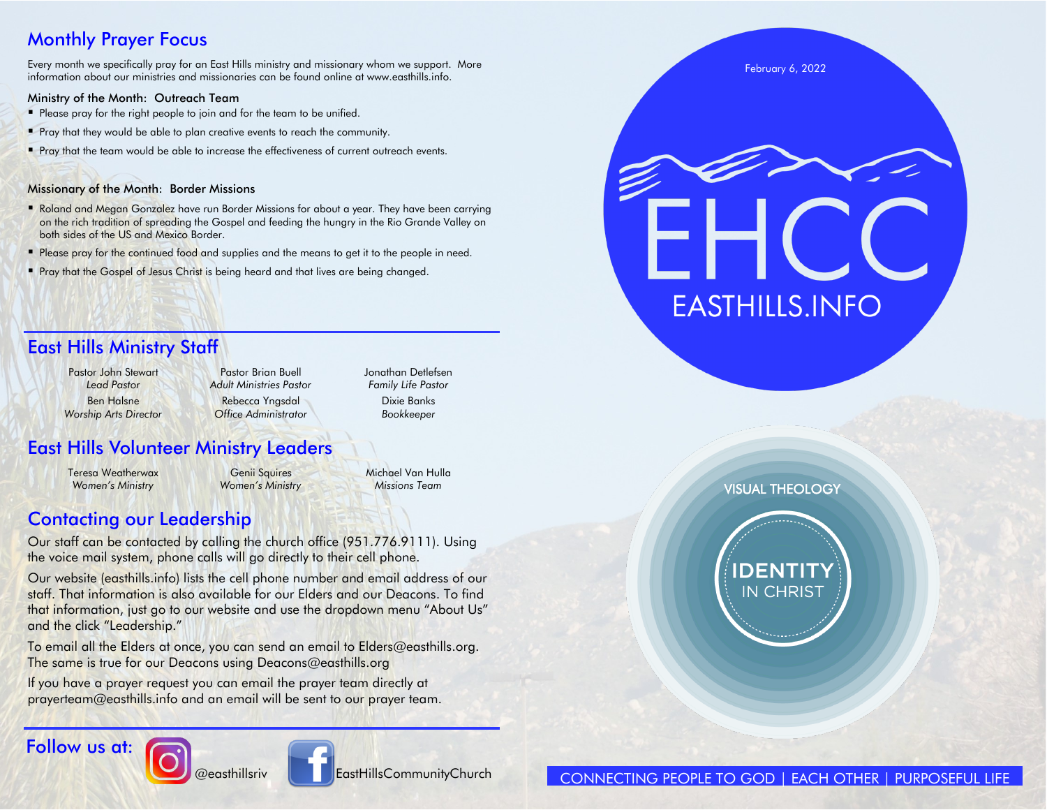## Monthly Prayer Focus

Every month we specifically pray for an East Hills ministry and missionary whom we support. More information about our ministries and missionaries can be found online at www.easthills.info.

### Ministry of the Month: Outreach Team

- Please pray for the right people to join and for the team to be unified.
- Pray that they would be able to plan creative events to reach the community.
- Pray that the team would be able to increase the effectiveness of current outreach events.

### Missionary of the Month: Border Missions

- Roland and Megan Gonzalez have run Border Missions for about a year. They have been carrying on the rich tradition of spreading the Gospel and feeding the hungry in the Rio Grande Valley on both sides of the US and Mexico Border.
- Please pray for the continued food and supplies and the means to get it to the people in need.
- Pray that the Gospel of Jesus Christ is being heard and that lives are being changed.

## East Hills Ministry Staff

Pastor John Stewart
*Lead Pastor*

Pastor Brian Buell
*Adult Ministries Pastor*

Jonathan Detlefsen
*Family Life Pastor*

Ben Halsne
*Worship Arts Director*

Rebecca Yngsdal
*Office Administrator*

Dixie Banks
*Bookkeeper*

## East Hills Volunteer Ministry Leaders

Teresa Weatherwax
*Women's Ministry*

Genii Squires
*Women's Ministry*

Michael Van Hulla
*Missions Team*

## Contacting our Leadership

Our staff can be contacted by calling the church office (951.776.9111). Using the voice mail system, phone calls will go directly to their cell phone.

Our website (easthills.info) lists the cell phone number and email address of our staff. That information is also available for our Elders and our Deacons. To find that information, just go to our website and use the dropdown menu "About Us" and the click "Leadership."

To email all the Elders at once, you can send an email to Elders@easthills.org. The same is true for our Deacons using Deacons@easthills.org

If you have a prayer request you can email the prayer team directly at prayerteam@easthills.info and an email will be sent to our prayer team.

## Follow us at:

@easthillsriv

EastHillsCommunityChurch

February 6, 2022

# EHCC

EASTHILLS.INFO

VISUAL THEOLOGY

**IDENTITY**
IN CHRIST

CONNECTING PEOPLE TO GOD | EACH OTHER | PURPOSEFUL LIFE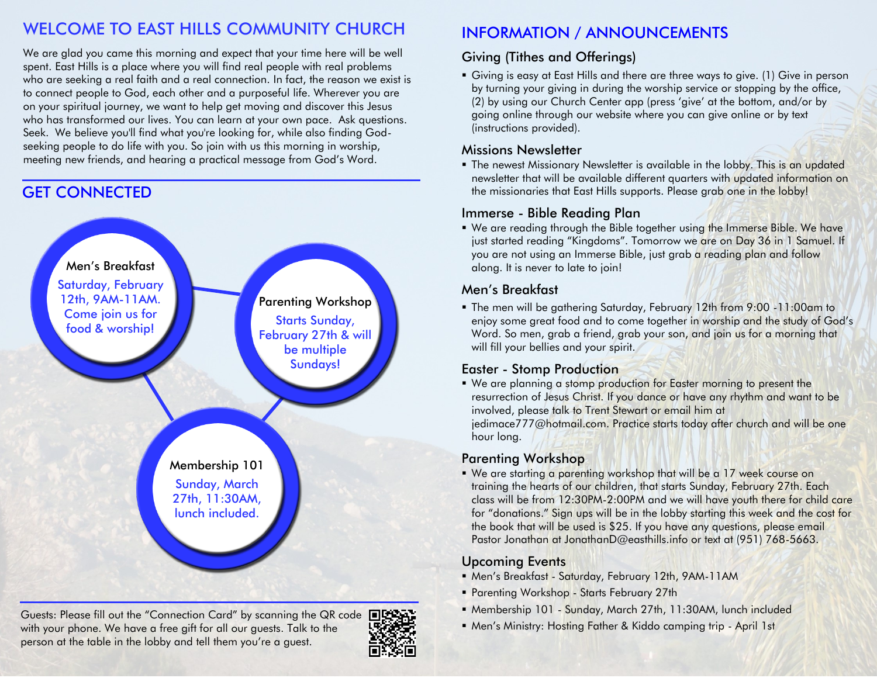# WELCOME TO EAST HILLS COMMUNITY CHURCH

We are glad you came this morning and expect that your time here will be well spent. East Hills is a place where you will find real people with real problems who are seeking a real faith and a real connection. In fact, the reason we exist is to connect people to God, each other and a purposeful life. Wherever you are on your spiritual journey, we want to help get moving and discover this Jesus who has transformed our lives. You can learn at your own pace. Ask questions. Seek. We believe you'll find what you're looking for, while also finding God-seeking people to do life with you. So join with us this morning in worship, meeting new friends, and hearing a practical message from God's Word.

## GET CONNECTED

**Men's Breakfast**
Saturday, February 12th, 9AM-11AM. Come join us for food & worship!

**Parenting Workshop**
Starts Sunday, February 27th & will be multiple Sundays!

**Membership 101**
Sunday, March 27th, 11:30AM, lunch included.

Guests: Please fill out the "Connection Card" by scanning the QR code with your phone. We have a free gift for all our guests. Talk to the person at the table in the lobby and tell them you're a guest.

# INFORMATION / ANNOUNCEMENTS

## Giving (Tithes and Offerings)

- Giving is easy at East Hills and there are three ways to give. (1) Give in person by turning your giving in during the worship service or stopping by the office, (2) by using our Church Center app (press 'give' at the bottom, and/or by going online through our website where you can give online or by text (instructions provided).

## Missions Newsletter

- The newest Missionary Newsletter is available in the lobby. This is an updated newsletter that will be available different quarters with updated information on the missionaries that East Hills supports. Please grab one in the lobby!

## Immerse - Bible Reading Plan

- We are reading through the Bible together using the Immerse Bible. We have just started reading "Kingdoms". Tomorrow we are on Day 36 in 1 Samuel. If you are not using an Immerse Bible, just grab a reading plan and follow along. It is never to late to join!

## Men's Breakfast

- The men will be gathering Saturday, February 12th from 9:00 -11:00am to enjoy some great food and to come together in worship and the study of God's Word. So men, grab a friend, grab your son, and join us for a morning that will fill your bellies and your spirit.

## Easter - Stomp Production

- We are planning a stomp production for Easter morning to present the resurrection of Jesus Christ. If you dance or have any rhythm and want to be involved, please talk to Trent Stewart or email him at jedimace777@hotmail.com. Practice starts today after church and will be one hour long.

## Parenting Workshop

- We are starting a parenting workshop that will be a 17 week course on training the hearts of our children, that starts Sunday, February 27th. Each class will be from 12:30PM-2:00PM and we will have youth there for child care for "donations." Sign ups will be in the lobby starting this week and the cost for the book that will be used is $25. If you have any questions, please email Pastor Jonathan at JonathanD@easthills.info or text at (951) 768-5663.

## Upcoming Events

- Men's Breakfast - Saturday, February 12th, 9AM-11AM
- Parenting Workshop - Starts February 27th
- Membership 101 - Sunday, March 27th, 11:30AM, lunch included
- Men's Ministry: Hosting Father & Kiddo camping trip - April 1st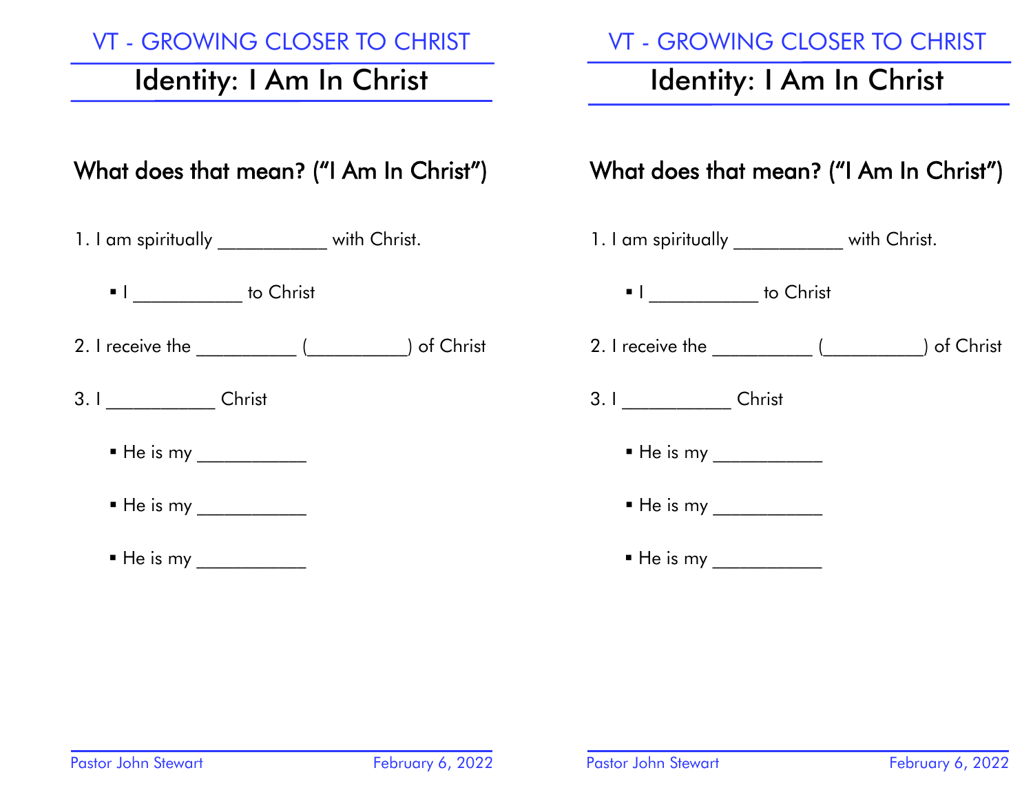# VT - GROWING CLOSER TO CHRIST

## Identity: I Am In Christ

### What does that mean? ("I Am In Christ")

1. I am spiritually ___________ with Christ.
    - I ___________ to Christ
2. I receive the __________ (__________) of Christ
3. I ___________ Christ
    - He is my ___________
    - He is my ___________
    - He is my ___________

# VT - GROWING CLOSER TO CHRIST

## Identity: I Am In Christ

### What does that mean? ("I Am In Christ")

1. I am spiritually ___________ with Christ.
    - I ___________ to Christ
2. I receive the __________ (__________) of Christ
3. I ___________ Christ
    - He is my ___________
    - He is my ___________
    - He is my ___________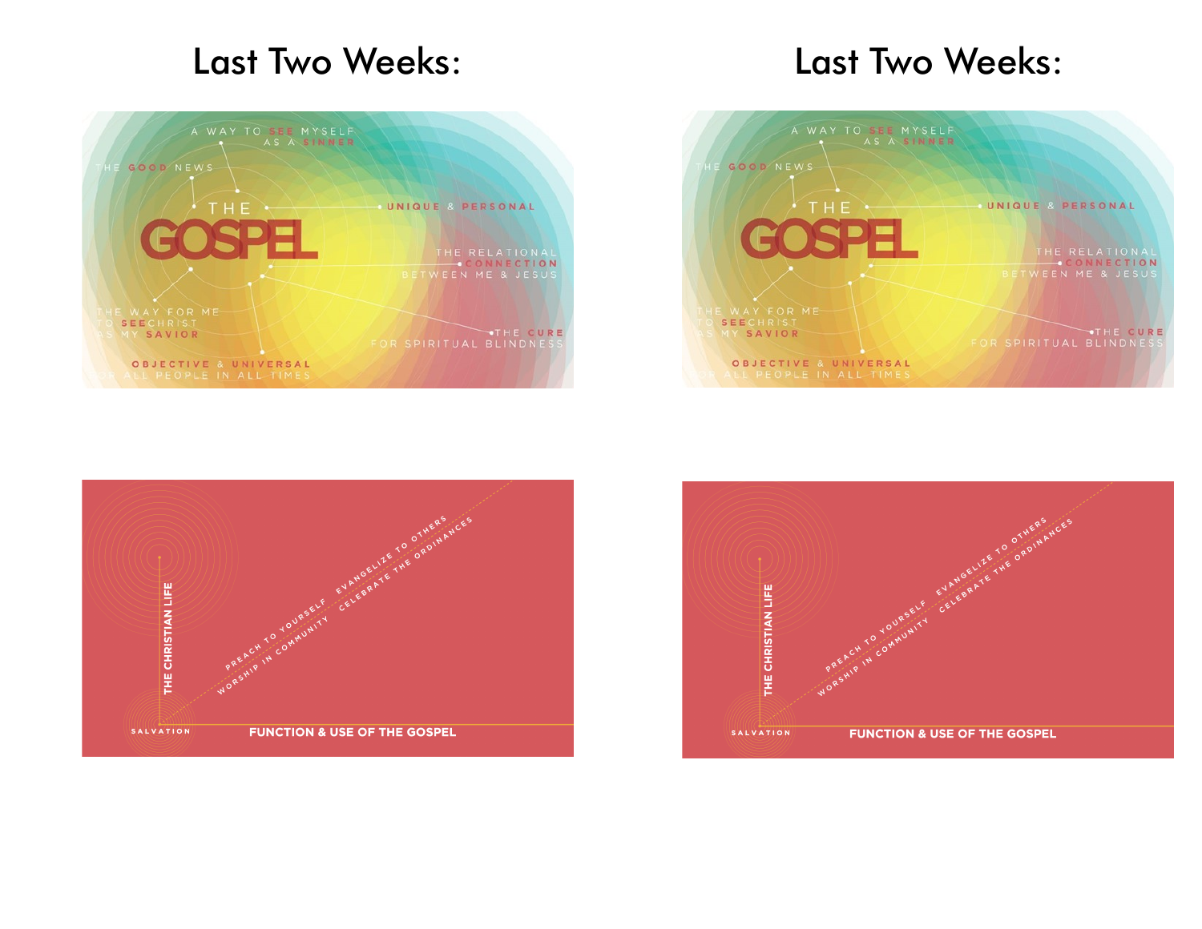## Last Two Weeks:

THE GOSPEL

A WAY TO SEE MYSELF AS A SINNER

THE GOOD NEWS

UNIQUE & PERSONAL

THE RELATIONAL CONNECTION BETWEEN ME & JESUS

THE WAY FOR ME TO SEE CHRIST AS MY SAVIOR

THE CURE FOR SPIRITUAL BLINDNESS

OBJECTIVE & UNIVERSAL FOR ALL PEOPLE IN ALL TIMES

THE CHRISTIAN LIFE

PREACH TO YOURSELF

EVANGELIZE TO OTHERS

WORSHIP IN COMMUNITY

CELEBRATE THE ORDINANCES

SALVATION

FUNCTION & USE OF THE GOSPEL

## Last Two Weeks:

THE GOSPEL

A WAY TO SEE MYSELF AS A SINNER

THE GOOD NEWS

UNIQUE & PERSONAL

THE RELATIONAL CONNECTION BETWEEN ME & JESUS

THE WAY FOR ME TO SEE CHRIST AS MY SAVIOR

THE CURE FOR SPIRITUAL BLINDNESS

OBJECTIVE & UNIVERSAL FOR ALL PEOPLE IN ALL TIMES

THE CHRISTIAN LIFE

PREACH TO YOURSELF

EVANGELIZE TO OTHERS

WORSHIP IN COMMUNITY

CELEBRATE THE ORDINANCES

SALVATION

FUNCTION & USE OF THE GOSPEL